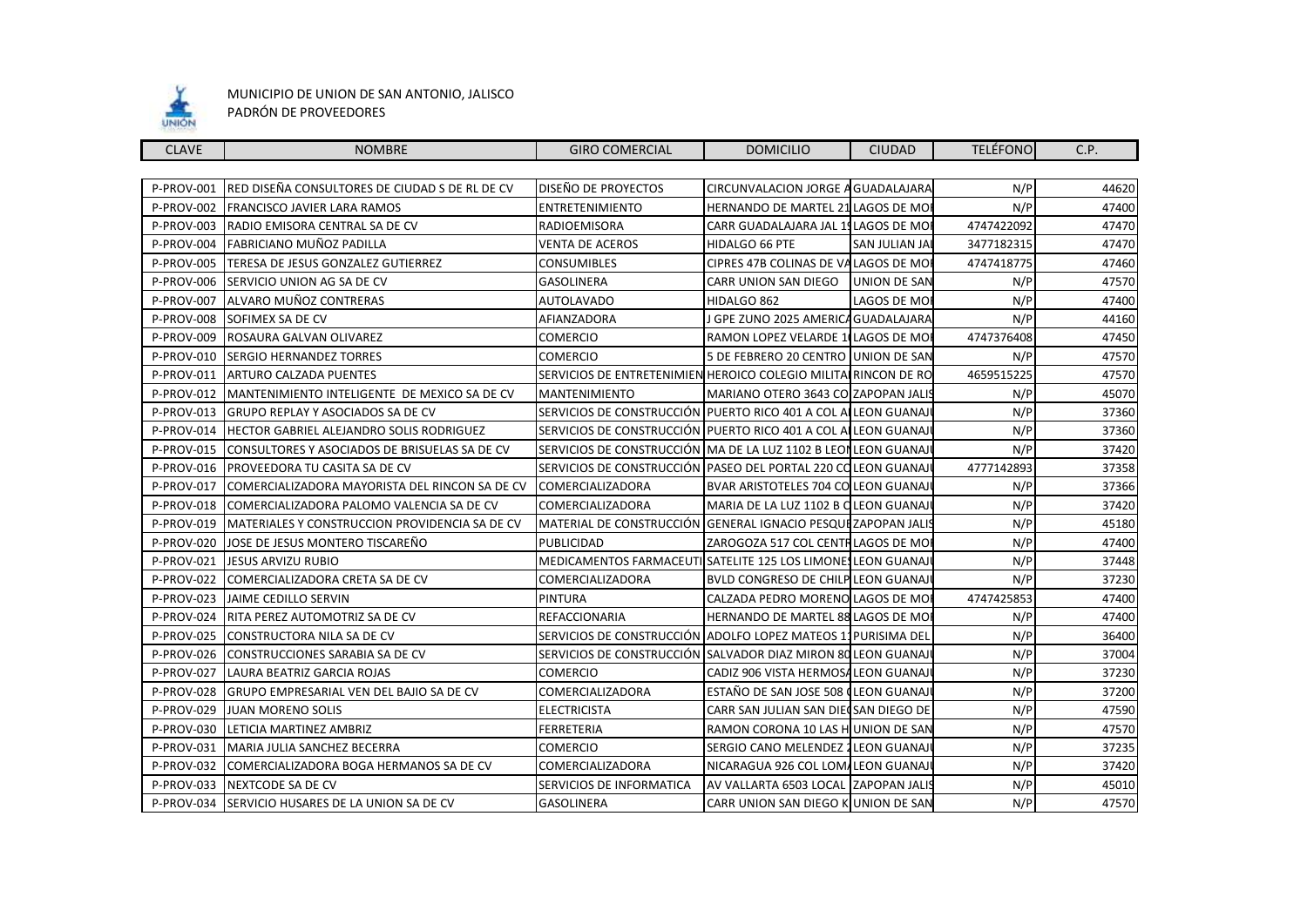MUNICIPIO DE UNION DE SAN ANTONIO, JALISCO
PADRÓN DE PROVEEDORES

| CLAVE | NOMBRE | GIRO COMERCIAL | DOMICILIO | CIUDAD | TELÉFONO | C.P. |
|---|---|---|---|---|---|---|
| P-PROV-001 | RED DISEÑA CONSULTORES DE CIUDAD S DE RL DE CV | DISEÑO DE PROYECTOS | CIRCUNVALACION JORGE A | GUADALAJARA | N/P | 44620 |
| P-PROV-002 | FRANCISCO JAVIER LARA RAMOS | ENTRETENIMIENTO | HERNANDO DE MARTEL 21 | LAGOS DE MO | N/P | 47400 |
| P-PROV-003 | RADIO EMISORA CENTRAL SA DE CV | RADIOEMISORA | CARR GUADALAJARA JAL 19 | LAGOS DE MO | 4747422092 | 47470 |
| P-PROV-004 | FABRICIANO MUÑOZ PADILLA | VENTA DE ACEROS | HIDALGO 66 PTE | SAN JULIAN JA | 3477182315 | 47470 |
| P-PROV-005 | TERESA DE JESUS GONZALEZ GUTIERREZ | CONSUMIBLES | CIPRES 47B COLINAS DE VA | LAGOS DE MO | 4747418775 | 47460 |
| P-PROV-006 | SERVICIO UNION AG SA DE CV | GASOLINERA | CARR UNION SAN DIEGO | UNION DE SAN | N/P | 47570 |
| P-PROV-007 | ALVARO MUÑOZ CONTRERAS | AUTOLAVADO | HIDALGO 862 | LAGOS DE MO | N/P | 47400 |
| P-PROV-008 | SOFIMEX SA DE CV | AFIANZADORA | J GPE ZUNO 2025 AMERICA | GUADALAJARA | N/P | 44160 |
| P-PROV-009 | ROSAURA GALVAN OLIVAREZ | COMERCIO | RAMON LOPEZ VELARDE 1 | LAGOS DE MO | 4747376408 | 47450 |
| P-PROV-010 | SERGIO HERNANDEZ TORRES | COMERCIO | 5 DE FEBRERO 20 CENTRO | UNION DE SAN | N/P | 47570 |
| P-PROV-011 | ARTURO CALZADA PUENTES | SERVICIOS DE ENTRETENIMIEN | HEROICO COLEGIO MILITA | RINCON DE RO | 4659515225 | 47570 |
| P-PROV-012 | MANTENIMIENTO INTELIGENTE DE MEXICO SA DE CV | MANTENIMIENTO | MARIANO OTERO 3643 CO | ZAPOPAN JALIS | N/P | 45070 |
| P-PROV-013 | GRUPO REPLAY Y ASOCIADOS SA DE CV | SERVICIOS DE CONSTRUCCIÓN | PUERTO RICO 401 A COL A | LEON GUANAJ | N/P | 37360 |
| P-PROV-014 | HECTOR GABRIEL ALEJANDRO SOLIS RODRIGUEZ | SERVICIOS DE CONSTRUCCIÓN | PUERTO RICO 401 A COL A | LEON GUANAJ | N/P | 37360 |
| P-PROV-015 | CONSULTORES Y ASOCIADOS DE BRISUELAS SA DE CV | SERVICIOS DE CONSTRUCCIÓN | MA DE LA LUZ 1102 B LEO | LEON GUANAJ | N/P | 37420 |
| P-PROV-016 | PROVEEDORA TU CASITA SA DE CV | SERVICIOS DE CONSTRUCCIÓN | PASEO DEL PORTAL 220 CO | LEON GUANAJ | 4777142893 | 37358 |
| P-PROV-017 | COMERCIALIZADORA MAYORISTA DEL RINCON SA DE CV | COMERCIALIZADORA | BVAR ARISTOTELES 704 CO | LEON GUANAJ | N/P | 37366 |
| P-PROV-018 | COMERCIALIZADORA PALOMO VALENCIA SA DE CV | COMERCIALIZADORA | MARIA DE LA LUZ 1102 B C | LEON GUANAJ | N/P | 37420 |
| P-PROV-019 | MATERIALES Y CONSTRUCCION PROVIDENCIA SA DE CV | MATERIAL DE CONSTRUCCIÓN | GENERAL IGNACIO PESQU | ZAPOPAN JALIS | N/P | 45180 |
| P-PROV-020 | JOSE DE JESUS MONTERO TISCAREÑO | PUBLICIDAD | ZAROGOZA 517 COL CENTR | LAGOS DE MO | N/P | 47400 |
| P-PROV-021 | JESUS ARVIZU RUBIO | MEDICAMENTOS FARMACEUT | SATELITE 125 LOS LIMONE | LEON GUANAJ | N/P | 37448 |
| P-PROV-022 | COMERCIALIZADORA CRETA SA DE CV | COMERCIALIZADORA | BVLD CONGRESO DE CHILP | LEON GUANAJ | N/P | 37230 |
| P-PROV-023 | JAIME CEDILLO SERVIN | PINTURA | CALZADA PEDRO MORENO | LAGOS DE MO | 4747425853 | 47400 |
| P-PROV-024 | RITA PEREZ AUTOMOTRIZ SA DE CV | REFACCIONARIA | HERNANDO DE MARTEL 88 | LAGOS DE MO | N/P | 47400 |
| P-PROV-025 | CONSTRUCTORA NILA SA DE CV | SERVICIOS DE CONSTRUCCIÓN | ADOLFO LOPEZ MATEOS 1 | PURISIMA DEL | N/P | 36400 |
| P-PROV-026 | CONSTRUCCIONES SARABIA SA DE CV | SERVICIOS DE CONSTRUCCIÓN | SALVADOR DIAZ MIRON 80 | LEON GUANAJ | N/P | 37004 |
| P-PROV-027 | LAURA BEATRIZ GARCIA ROJAS | COMERCIO | CADIZ 906 VISTA HERMOSA | LEON GUANAJ | N/P | 37230 |
| P-PROV-028 | GRUPO EMPRESARIAL VEN DEL BAJIO SA DE CV | COMERCIALIZADORA | ESTAÑO DE SAN JOSE 508 ( | LEON GUANAJ | N/P | 37200 |
| P-PROV-029 | JUAN MORENO SOLIS | ELECTRICISTA | CARR SAN JULIAN SAN DIE | SAN DIEGO DE | N/P | 47590 |
| P-PROV-030 | LETICIA MARTINEZ AMBRIZ | FERRETERIA | RAMON CORONA 10 LAS H | UNION DE SAN | N/P | 47570 |
| P-PROV-031 | MARIA JULIA SANCHEZ BECERRA | COMERCIO | SERGIO CANO MELENDEZ 2 | LEON GUANAJ | N/P | 37235 |
| P-PROV-032 | COMERCIALIZADORA BOGA HERMANOS SA DE CV | COMERCIALIZADORA | NICARAGUA 926 COL LOM | LEON GUANAJ | N/P | 37420 |
| P-PROV-033 | NEXTCODE SA DE CV | SERVICIOS DE INFORMATICA | AV VALLARTA 6503 LOCAL | ZAPOPAN JALIS | N/P | 45010 |
| P-PROV-034 | SERVICIO HUSARES DE LA UNION SA DE CV | GASOLINERA | CARR UNION SAN DIEGO K | UNION DE SAN | N/P | 47570 |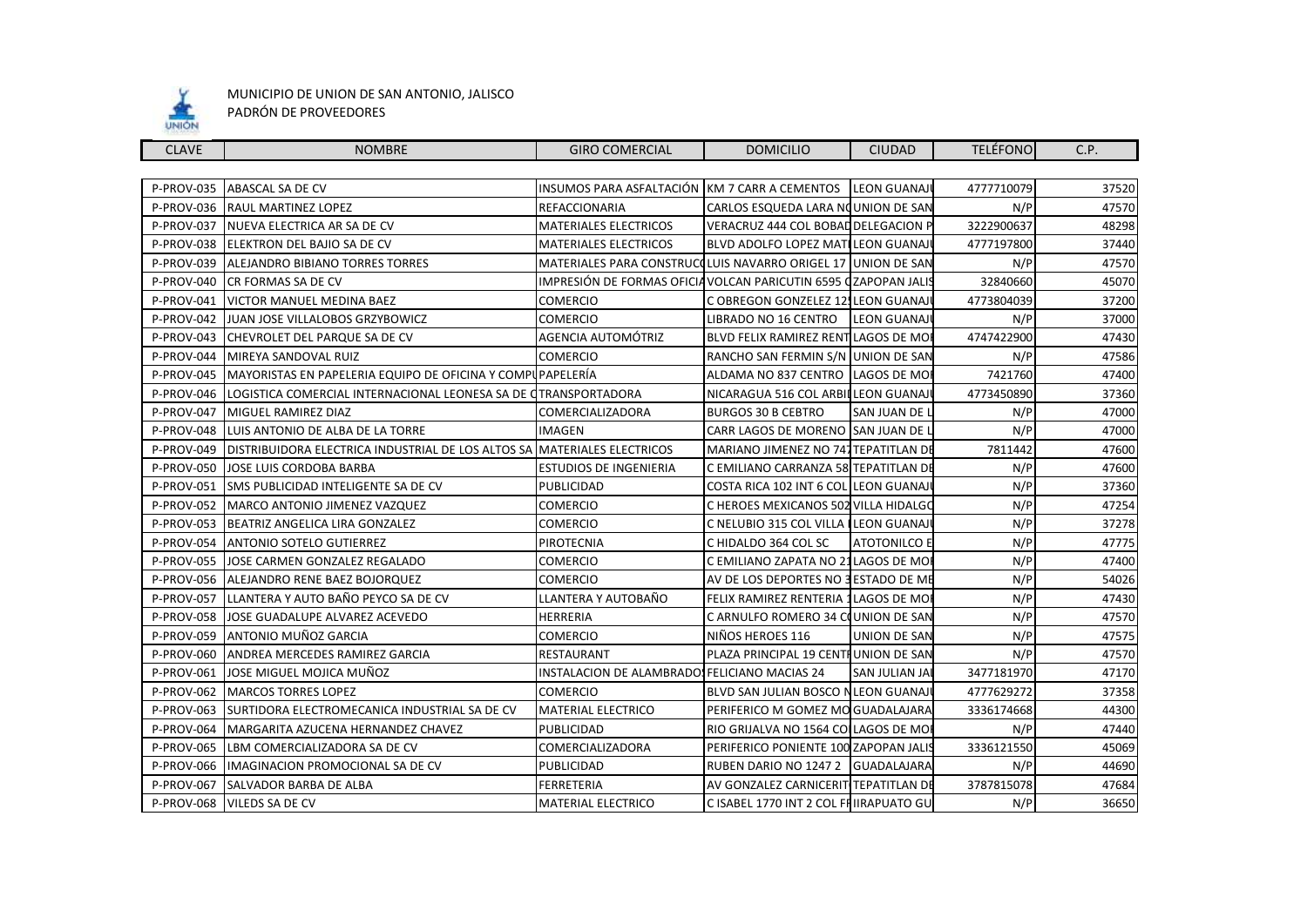MUNICIPIO DE UNION DE SAN ANTONIO, JALISCO
PADRÓN DE PROVEEDORES

| CLAVE | NOMBRE | GIRO COMERCIAL | DOMICILIO | CIUDAD | TELÉFONO | C.P. |
|---|---|---|---|---|---|---|
| P-PROV-035 | ABASCAL SA DE CV | INSUMOS PARA ASFALTACIÓN | KM 7 CARR A CEMENTOS | LEON GUANAJ | 4777710079 | 37520 |
| P-PROV-036 | RAUL MARTINEZ LOPEZ | REFACCIONARIA | CARLOS ESQUEDA LARA N | UNION DE SAN | N/P | 47570 |
| P-PROV-037 | NUEVA ELECTRICA AR SA DE CV | MATERIALES ELECTRICOS | VERACRUZ 444 COL BOBAD | DELEGACION P | 3222900637 | 48298 |
| P-PROV-038 | ELEKTRON DEL BAJIO SA DE CV | MATERIALES ELECTRICOS | BLVD ADOLFO LOPEZ MAT | LEON GUANAJ | 4777197800 | 37440 |
| P-PROV-039 | ALEJANDRO BIBIANO TORRES TORRES | MATERIALES PARA CONSTRUC | LUIS NAVARRO ORIGEL 17 | UNION DE SAN | N/P | 47570 |
| P-PROV-040 | CR FORMAS SA DE CV | IMPRESIÓN DE FORMAS OFICIA | VOLCAN PARICUTIN 6595 C | ZAPOPAN JALIS | 32840660 | 45070 |
| P-PROV-041 | VICTOR MANUEL MEDINA BAEZ | COMERCIO | C OBREGON GONZELEZ 12 | LEON GUANAJ | 4773804039 | 37200 |
| P-PROV-042 | JUAN JOSE VILLALOBOS GRZYBOWICZ | COMERCIO | LIBRADO NO 16 CENTRO | LEON GUANAJ | N/P | 37000 |
| P-PROV-043 | CHEVROLET DEL PARQUE SA DE CV | AGENCIA AUTOMÓTRIZ | BLVD FELIX RAMIREZ RENT | LAGOS DE MO | 4747422900 | 47430 |
| P-PROV-044 | MIREYA SANDOVAL RUIZ | COMERCIO | RANCHO SAN FERMIN S/N | UNION DE SAN | N/P | 47586 |
| P-PROV-045 | MAYORISTAS EN PAPELERIA EQUIPO DE OFICINA Y COMPU | PAPELERÍA | ALDAMA NO 837 CENTRO | LAGOS DE MO | 7421760 | 47400 |
| P-PROV-046 | LOGISTICA COMERCIAL INTERNACIONAL LEONESA SA DE C | TRANSPORTADORA | NICARAGUA 516 COL ARBI | LEON GUANAJ | 4773450890 | 37360 |
| P-PROV-047 | MIGUEL RAMIREZ DIAZ | COMERCIALIZADORA | BURGOS 30 B CEBTRO | SAN JUAN DE L | N/P | 47000 |
| P-PROV-048 | LUIS ANTONIO DE ALBA DE LA TORRE | IMAGEN | CARR LAGOS DE MORENO | SAN JUAN DE L | N/P | 47000 |
| P-PROV-049 | DISTRIBUIDORA ELECTRICA INDUSTRIAL DE LOS ALTOS SA | MATERIALES ELECTRICOS | MARIANO JIMENEZ NO 74 | TEPATITLAN DE | 7811442 | 47600 |
| P-PROV-050 | JOSE LUIS CORDOBA BARBA | ESTUDIOS DE INGENIERIA | C EMILIANO CARRANZA 58 | TEPATITLAN DE | N/P | 47600 |
| P-PROV-051 | SMS PUBLICIDAD INTELIGENTE SA DE CV | PUBLICIDAD | COSTA RICA 102 INT 6 COL | LEON GUANAJ | N/P | 37360 |
| P-PROV-052 | MARCO ANTONIO JIMENEZ VAZQUEZ | COMERCIO | C HEROES MEXICANOS 502 | VILLA HIDALGO | N/P | 47254 |
| P-PROV-053 | BEATRIZ ANGELICA LIRA GONZALEZ | COMERCIO | C NELUBIO 315 COL VILLA | LEON GUANAJ | N/P | 37278 |
| P-PROV-054 | ANTONIO SOTELO GUTIERREZ | PIROTECNIA | C HIDALDO 364 COL SC | ATOTONILCO E | N/P | 47775 |
| P-PROV-055 | JOSE CARMEN GONZALEZ REGALADO | COMERCIO | C EMILIANO ZAPATA NO 2 | LAGOS DE MO | N/P | 47400 |
| P-PROV-056 | ALEJANDRO RENE BAEZ BOJORQUEZ | COMERCIO | AV DE LOS DEPORTES NO 3 | ESTADO DE ME | N/P | 54026 |
| P-PROV-057 | LLANTERA Y AUTO BAÑO PEYCO SA DE CV | LLANTERA Y AUTOBAÑO | FELIX RAMIREZ RENTERIA 1 | LAGOS DE MO | N/P | 47430 |
| P-PROV-058 | JOSE GUADALUPE ALVAREZ ACEVEDO | HERRERIA | C ARNULFO ROMERO 34 C | UNION DE SAN | N/P | 47570 |
| P-PROV-059 | ANTONIO MUÑOZ GARCIA | COMERCIO | NIÑOS HEROES 116 | UNION DE SAN | N/P | 47575 |
| P-PROV-060 | ANDREA MERCEDES RAMIREZ GARCIA | RESTAURANT | PLAZA PRINCIPAL 19 CENT | UNION DE SAN | N/P | 47570 |
| P-PROV-061 | JOSE MIGUEL MOJICA MUÑOZ | INSTALACION DE ALAMBRADO | FELICIANO MACIAS 24 | SAN JULIAN JA | 3477181970 | 47170 |
| P-PROV-062 | MARCOS TORRES LOPEZ | COMERCIO | BLVD SAN JULIAN BOSCO N | LEON GUANAJ | 4777629272 | 37358 |
| P-PROV-063 | SURTIDORA ELECTROMECANICA INDUSTRIAL SA DE CV | MATERIAL ELECTRICO | PERIFERICO M GOMEZ MO | GUADALAJARA | 3336174668 | 44300 |
| P-PROV-064 | MARGARITA AZUCENA HERNANDEZ CHAVEZ | PUBLICIDAD | RIO GRIJALVA NO 1564 CO | LAGOS DE MO | N/P | 47440 |
| P-PROV-065 | LBM COMERCIALIZADORA SA DE CV | COMERCIALIZADORA | PERIFERICO PONIENTE 100 | ZAPOPAN JALIS | 3336121550 | 45069 |
| P-PROV-066 | IMAGINACION PROMOCIONAL SA DE CV | PUBLICIDAD | RUBEN DARIO NO 1247 2 | GUADALAJARA | N/P | 44690 |
| P-PROV-067 | SALVADOR BARBA DE ALBA | FERRETERIA | AV GONZALEZ CARNICERIT | TEPATITLAN DE | 3787815078 | 47684 |
| P-PROV-068 | VILEDS SA DE CV | MATERIAL ELECTRICO | C ISABEL 1770 INT 2 COL FF | IRAPUATO GU | N/P | 36650 |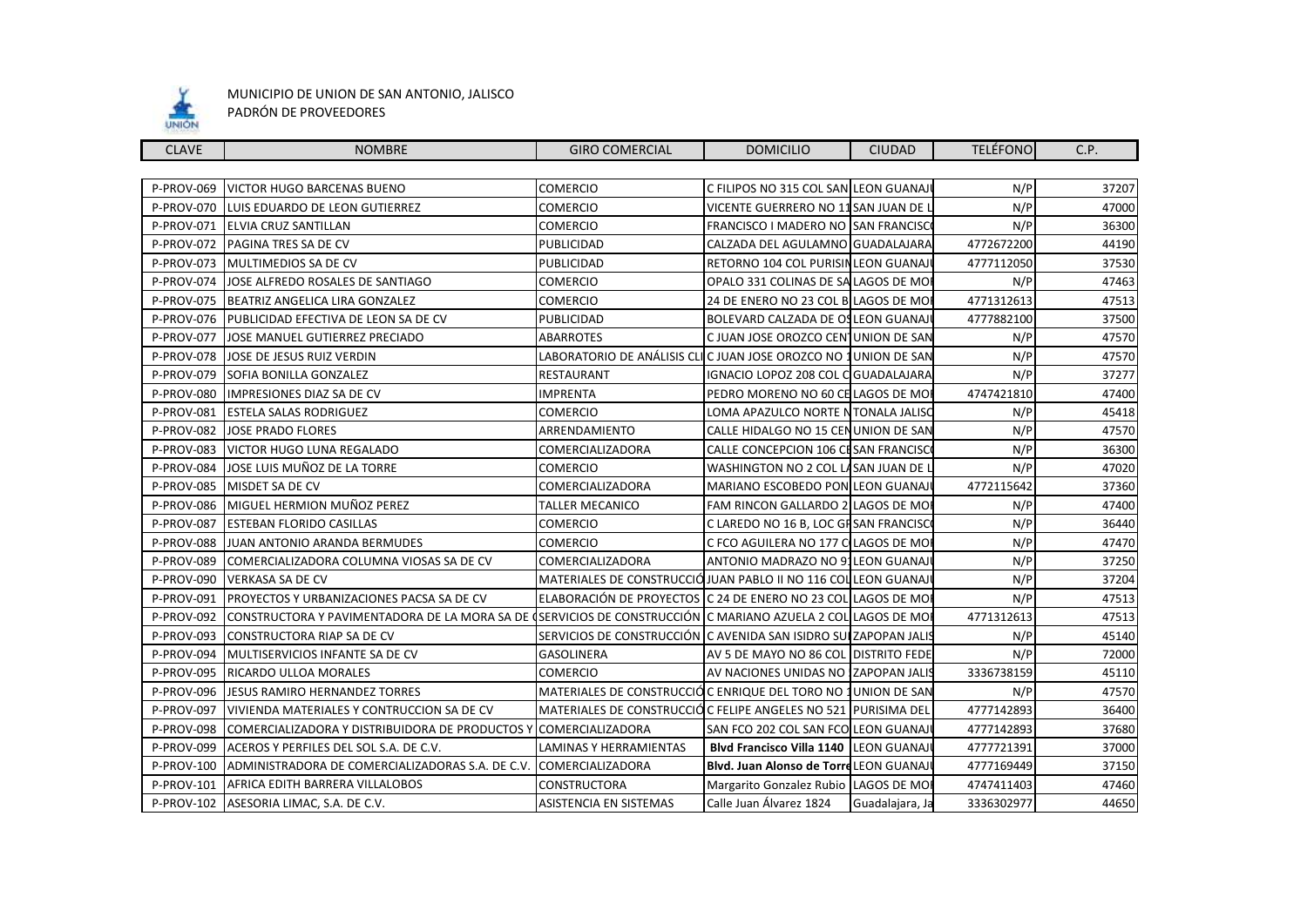MUNICIPIO DE UNION DE SAN ANTONIO, JALISCO
PADRÓN DE PROVEEDORES

| CLAVE | NOMBRE | GIRO COMERCIAL | DOMICILIO | CIUDAD | TELÉFONO | C.P. |
|---|---|---|---|---|---|---|
| P-PROV-069 | VICTOR HUGO BARCENAS BUENO | COMERCIO | C FILIPOS NO 315 COL SAN | LEON GUANAJ | N/P | 37207 |
| P-PROV-070 | LUIS EDUARDO DE LEON GUTIERREZ | COMERCIO | VICENTE GUERRERO NO 11 | SAN JUAN DE L | N/P | 47000 |
| P-PROV-071 | ELVIA CRUZ SANTILLAN | COMERCIO | FRANCISCO I MADERO NO | SAN FRANCISC | N/P | 36300 |
| P-PROV-072 | PAGINA TRES SA DE CV | PUBLICIDAD | CALZADA DEL AGULAMNO | GUADALAJARA | 4772672200 | 44190 |
| P-PROV-073 | MULTIMEDIOS SA DE CV | PUBLICIDAD | RETORNO 104 COL PURISIN | LEON GUANAJ | 4777112050 | 37530 |
| P-PROV-074 | JOSE ALFREDO ROSALES DE SANTIAGO | COMERCIO | OPALO 331 COLINAS DE SA | LAGOS DE MO | N/P | 47463 |
| P-PROV-075 | BEATRIZ ANGELICA LIRA GONZALEZ | COMERCIO | 24 DE ENERO NO 23 COL B | LAGOS DE MO | 4771312613 | 47513 |
| P-PROV-076 | PUBLICIDAD EFECTIVA DE LEON SA DE CV | PUBLICIDAD | BOLEVARD CALZADA DE OS | LEON GUANAJ | 4777882100 | 37500 |
| P-PROV-077 | JOSE MANUEL GUTIERREZ PRECIADO | ABARROTES | C JUAN JOSE OROZCO CEN | UNION DE SAN | N/P | 47570 |
| P-PROV-078 | JOSE DE JESUS RUIZ VERDIN | LABORATORIO DE ANÁLISIS CL | C JUAN JOSE OROZCO NO 1 | UNION DE SAN | N/P | 47570 |
| P-PROV-079 | SOFIA BONILLA GONZALEZ | RESTAURANT | IGNACIO LOPOZ 208 COL C | GUADALAJARA | N/P | 37277 |
| P-PROV-080 | IMPRESIONES DIAZ SA DE CV | IMPRENTA | PEDRO MORENO NO 60 CE | LAGOS DE MO | 4747421810 | 47400 |
| P-PROV-081 | ESTELA SALAS RODRIGUEZ | COMERCIO | LOMA APAZULCO NORTE N | TONALA JALISC | N/P | 45418 |
| P-PROV-082 | JOSE PRADO FLORES | ARRENDAMIENTO | CALLE HIDALGO NO 15 CEN | UNION DE SAN | N/P | 47570 |
| P-PROV-083 | VICTOR HUGO LUNA REGALADO | COMERCIALIZADORA | CALLE CONCEPCION 106 CE | SAN FRANCISC | N/P | 36300 |
| P-PROV-084 | JOSE LUIS MUÑOZ DE LA TORRE | COMERCIO | WASHINGTON NO 2 COL LA | SAN JUAN DE L | N/P | 47020 |
| P-PROV-085 | MISDET SA DE CV | COMERCIALIZADORA | MARIANO ESCOBEDO PON | LEON GUANAJ | 4772115642 | 37360 |
| P-PROV-086 | MIGUEL HERMION MUÑOZ PEREZ | TALLER MECANICO | FAM RINCON GALLARDO 2 | LAGOS DE MO | N/P | 47400 |
| P-PROV-087 | ESTEBAN FLORIDO CASILLAS | COMERCIO | C LAREDO NO 16 B, LOC GF | SAN FRANCISC | N/P | 36440 |
| P-PROV-088 | JUAN ANTONIO ARANDA BERMUDES | COMERCIO | C FCO AGUILERA NO 177 C | LAGOS DE MO | N/P | 47470 |
| P-PROV-089 | COMERCIALIZADORA COLUMNA VIOSAS SA DE CV | COMERCIALIZADORA | ANTONIO MADRAZO NO 9 | LEON GUANAJ | N/P | 37250 |
| P-PROV-090 | VERKASA SA DE CV | MATERIALES DE CONSTRUCCIÓ | JUAN PABLO II NO 116 COL | LEON GUANAJ | N/P | 37204 |
| P-PROV-091 | PROYECTOS Y URBANIZACIONES PACSA SA DE CV | ELABORACIÓN DE PROYECTOS | C 24 DE ENERO NO 23 COL | LAGOS DE MO | N/P | 47513 |
| P-PROV-092 | CONSTRUCTORA Y PAVIMENTADORA DE LA MORA SA DE C | SERVICIOS DE CONSTRUCCIÓN | C MARIANO AZUELA 2 COL | LAGOS DE MO | 4771312613 | 47513 |
| P-PROV-093 | CONSTRUCTORA RIAP SA DE CV | SERVICIOS DE CONSTRUCCIÓN | C AVENIDA SAN ISIDRO SU | ZAPOPAN JALIS | N/P | 45140 |
| P-PROV-094 | MULTISERVICIOS INFANTE SA DE CV | GASOLINERA | AV 5 DE MAYO NO 86 COL | DISTRITO FEDE | N/P | 72000 |
| P-PROV-095 | RICARDO ULLOA MORALES | COMERCIO | AV NACIONES UNIDAS NO | ZAPOPAN JALIS | 3336738159 | 45110 |
| P-PROV-096 | JESUS RAMIRO HERNANDEZ TORRES | MATERIALES DE CONSTRUCCIÓ | C DEL TORO NO 1 | UNION DE SAN | N/P | 47570 |
| P-PROV-097 | VIVIENDA MATERIALES Y CONTRUCCION SA DE CV | MATERIALES DE CONSTRUCCIÓ | C FELIPE ANGELES NO 521 | PURISIMA DEL | 4777142893 | 36400 |
| P-PROV-098 | COMERCIALIZADORA Y DISTRIBUIDORA DE PRODUCTOS Y | COMERCIALIZADORA | SAN FCO 202 COL SAN FCO | LEON GUANAJ | 4777142893 | 37680 |
| P-PROV-099 | ACEROS Y PERFILES DEL SOL S.A. DE C.V. | LAMINAS Y HERRAMIENTAS | **Blvd Francisco Villa 1140** | LEON GUANAJ | 4777721391 | 37000 |
| P-PROV-100 | ADMINISTRADORA DE COMERCIALIZADORAS S.A. DE C.V. | COMERCIALIZADORA | **Blvd. Juan Alonso de Torre** | LEON GUANAJ | 4777169449 | 37150 |
| P-PROV-101 | AFRICA EDITH BARRERA VILLALOBOS | CONSTRUCTORA | Margarito Gonzalez Rubio | LAGOS DE MO | 4747411403 | 47460 |
| P-PROV-102 | ASESORIA LIMAC, S.A. DE C.V. | ASISTENCIA EN SISTEMAS | Calle Juan Álvarez 1824 | Guadalajara, Ja | 3336302977 | 44650 |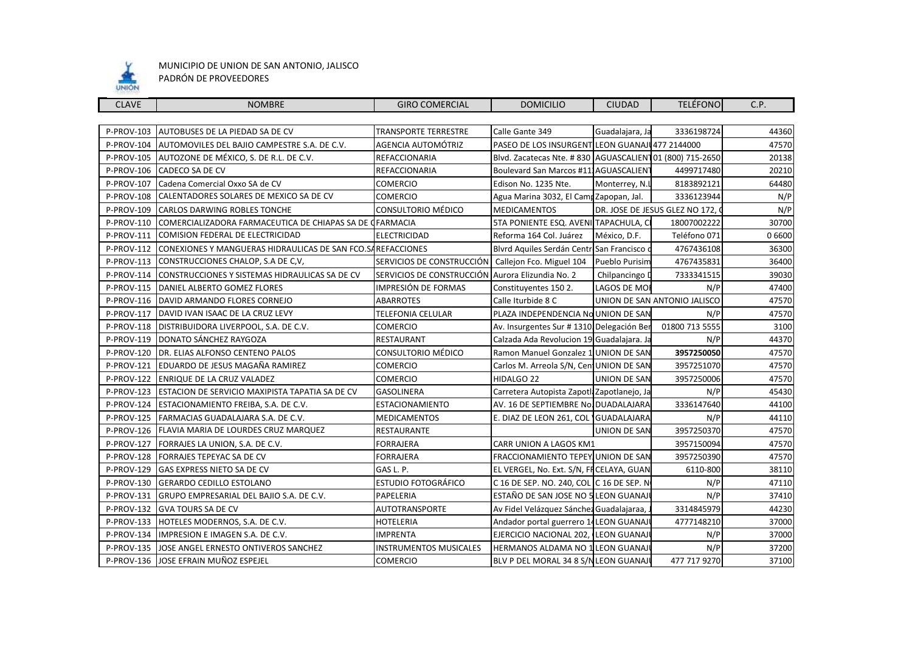MUNICIPIO DE UNION DE SAN ANTONIO, JALISCO
PADRÓN DE PROVEEDORES

| CLAVE | NOMBRE | GIRO COMERCIAL | DOMICILIO | CIUDAD | TELÉFONO | C.P. |
|---|---|---|---|---|---|---|
| P-PROV-103 | AUTOBUSES DE LA PIEDAD SA DE CV | TRANSPORTE TERRESTRE | Calle Gante 349 | Guadalajara, Ja | 3336198724 | 44360 |
| P-PROV-104 | AUTOMOVILES DEL BAJIO CAMPESTRE S.A. DE C.V. | AGENCIA AUTOMÓTRIZ | PASEO DE LOS INSURGENT | LEON GUANAJ | 477 2144000 | 47570 |
| P-PROV-105 | AUTOZONE DE MÉXICO, S. DE R.L. DE C.V. | REFACCIONARIA | Blvd. Zacatecas Nte. # 830 | AGUASCALIENT | 01 (800) 715-2650 | 20138 |
| P-PROV-106 | CADECO SA DE CV | REFACCIONARIA | Boulevard San Marcos #11 | AGUASCALIENT | 4499717480 | 20210 |
| P-PROV-107 | Cadena Comercial Oxxo SA de CV | COMERCIO | Edison No. 1235 Nte. | Monterrey, N.L | 8183892121 | 64480 |
| P-PROV-108 | CALENTADORES SOLARES DE MEXICO SA DE CV | COMERCIO | Agua Marina 3032, El Camp | Zapopan, Jal. | 3336123944 | N/P |
| P-PROV-109 | CARLOS DARWING ROBLES TONCHE | CONSULTORIO MÉDICO | MEDICAMENTOS | DR. JOSE DE JESUS GLEZ NO 172, C | | N/P |
| P-PROV-110 | COMERCIALIZADORA FARMACEUTICA DE CHIAPAS SA DE C | FARMACIA | 5TA PONIENTE ESQ. AVENI | TAPACHULA, C | 18007002222 | 30700 |
| P-PROV-111 | COMISION FEDERAL DE ELECTRICIDAD | ELECTRICIDAD | Reforma 164 Col. Juárez | México, D.F. | Teléfono 071 | 0 6600 |
| P-PROV-112 | CONEXIONES Y MANGUERAS HIDRAULICAS DE SAN FCO.SA | REFACCIONES | Blvrd Aquiles Serdán Centr | San Francisco d | 4767436108 | 36300 |
| P-PROV-113 | CONSTRUCCIONES CHALOP, S.A DE C,V, | SERVICIOS DE CONSTRUCCIÓN | Callejon Fco. Miguel 104 | Pueblo Purisim | 4767435831 | 36400 |
| P-PROV-114 | CONSTRUCCIONES Y SISTEMAS HIDRAULICAS SA DE CV | SERVICIOS DE CONSTRUCCIÓN | Aurora Elizundia No. 2 | Chilpancingo D | 7333341515 | 39030 |
| P-PROV-115 | DANIEL ALBERTO GOMEZ FLORES | IMPRESIÓN DE FORMAS | Constituyentes 150 2. | LAGOS DE MO | N/P | 47400 |
| P-PROV-116 | DAVID ARMANDO FLORES CORNEJO | ABARROTES | Calle Iturbide 8 C | UNION DE SAN ANTONIO JALISCO | | 47570 |
| P-PROV-117 | DAVID IVAN ISAAC DE LA CRUZ LEVY | TELEFONIA CELULAR | PLAZA INDEPENDENCIA No | UNION DE SAN | N/P | 47570 |
| P-PROV-118 | DISTRIBUIDORA LIVERPOOL, S.A. DE C.V. | COMERCIO | Av. Insurgentes Sur # 1310 | Delegación Ber | 01800 713 5555 | 3100 |
| P-PROV-119 | DONATO SÁNCHEZ RAYGOZA | RESTAURANT | Calzada Ada Revolucion 19 | Guadalajara. Ja | N/P | 44370 |
| P-PROV-120 | DR. ELIAS ALFONSO CENTENO PALOS | CONSULTORIO MÉDICO | Ramon Manuel Gonzalez 1 | UNION DE SAN | **3957250050** | 47570 |
| P-PROV-121 | EDUARDO DE JESUS MAGAÑA RAMIREZ | COMERCIO | Carlos M. Arreola S/N, Cen | UNION DE SAN | 3957251070 | 47570 |
| P-PROV-122 | ENRIQUE DE LA CRUZ VALADEZ | COMERCIO | HIDALGO 22 | UNION DE SAN | 3957250006 | 47570 |
| P-PROV-123 | ESTACION DE SERVICIO MAXIPISTA TAPATIA SA DE CV | GASOLINERA | Carretera Autopista Zapotl | Zapotlanejo, Ja | N/P | 45430 |
| P-PROV-124 | ESTACIONAMIENTO FREIBA, S.A. DE C.V. | ESTACIONAMIENTO | AV. 16 DE SEPTIEMBRE No | DUADALAJARA | 3336147640 | 44100 |
| P-PROV-125 | FARMACIAS GUADALAJARA S.A. DE C.V. | MEDICAMENTOS | E. DIAZ DE LEON 261, COL | GUADALAJARA | N/P | 44110 |
| P-PROV-126 | FLAVIA MARIA DE LOURDES CRUZ MARQUEZ | RESTAURANTE | | UNION DE SAN | 3957250370 | 47570 |
| P-PROV-127 | FORRAJES LA UNION, S.A. DE C.V. | FORRAJERA | CARR UNION A LAGOS KM1 | | 3957150094 | 47570 |
| P-PROV-128 | FORRAJES TEPEYAC SA DE CV | FORRAJERA | FRACCIONAMIENTO TEPEY | UNION DE SAN | 3957250390 | 47570 |
| P-PROV-129 | GAS EXPRESS NIETO SA DE CV | GAS L. P. | EL VERGEL, No. Ext. S/N, FR | CELAYA, GUAN | 6110-800 | 38110 |
| P-PROV-130 | GERARDO CEDILLO ESTOLANO | ESTUDIO FOTOGRÁFICO | C 16 DE SEP. NO. 240, COL | C 16 DE SEP. N | N/P | 47110 |
| P-PROV-131 | GRUPO EMPRESARIAL DEL BAJIO S.A. DE C.V. | PAPELERIA | ESTAÑO DE SAN JOSE NO 5 | LEON GUANAJ | N/P | 37410 |
| P-PROV-132 | GVA TOURS SA DE CV | AUTOTRANSPORTE | Av Fidel Velázquez Sánchez | Guadalajaraa, J | 3314845979 | 44230 |
| P-PROV-133 | HOTELES MODERNOS, S.A. DE C.V. | HOTELERIA | Andador portal guerrero 14 | LEON GUANAJ | 4777148210 | 37000 |
| P-PROV-134 | IMPRESION E IMAGEN S.A. DE C.V. | IMPRENTA | EJERCICIO NACIONAL 202, | LEON GUANAJ | N/P | 37000 |
| P-PROV-135 | JOSE ANGEL ERNESTO ONTIVEROS SANCHEZ | INSTRUMENTOS MUSICALES | HERMANOS ALDAMA NO 1 | LEON GUANAJ | N/P | 37200 |
| P-PROV-136 | JOSE EFRAIN MUÑOZ ESPEJEL | COMERCIO | BLV P DEL MORAL 34 8 S/N | LEON GUANAJ | 477 717 9270 | 37100 |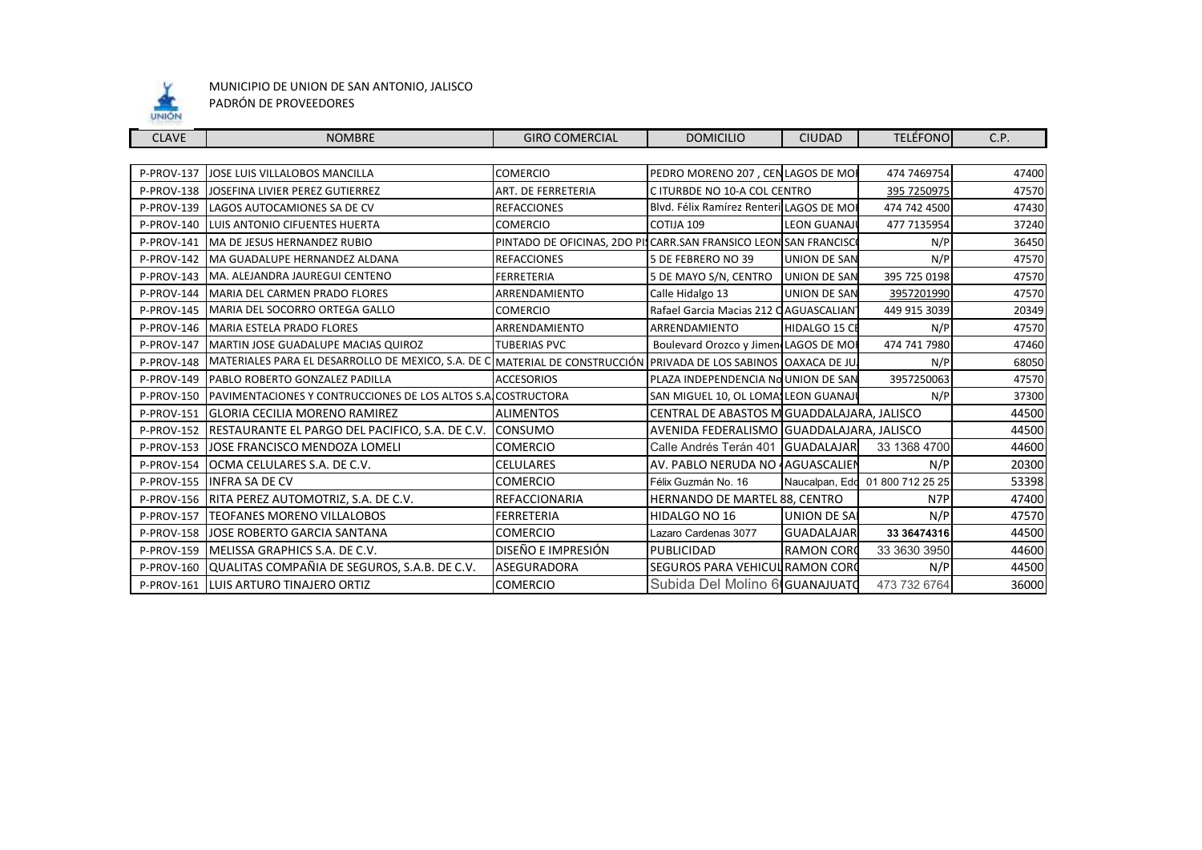MUNICIPIO DE UNION DE SAN ANTONIO, JALISCO
PADRÓN DE PROVEEDORES

| CLAVE | NOMBRE | GIRO COMERCIAL | DOMICILIO | CIUDAD | TELÉFONO | C.P. |
|---|---|---|---|---|---|---|
| P-PROV-137 | JOSE LUIS VILLALOBOS MANCILLA | COMERCIO | PEDRO MORENO 207 , CEN | LAGOS DE MO | 474 7469754 | 47400 |
| P-PROV-138 | JOSEFINA LIVIER PEREZ GUTIERREZ | ART. DE FERRETERIA | C ITURBDE NO 10-A COL CENTRO | | 395 7250975 | 47570 |
| P-PROV-139 | LAGOS AUTOCAMIONES SA DE CV | REFACCIONES | Blvd. Félix Ramírez Renteri | LAGOS DE MO | 474 742 4500 | 47430 |
| P-PROV-140 | LUIS ANTONIO CIFUENTES HUERTA | COMERCIO | COTIJA 109 | LEON GUANAJ | 477 7135954 | 37240 |
| P-PROV-141 | MA DE JESUS HERNANDEZ RUBIO | PINTADO DE OFICINAS, 2DO PI | CARR.SAN FRANSICO LEON | SAN FRANCISC | N/P | 36450 |
| P-PROV-142 | MA GUADALUPE HERNANDEZ ALDANA | REFACCIONES | 5 DE FEBRERO NO 39 | UNION DE SAN | N/P | 47570 |
| P-PROV-143 | MA. ALEJANDRA JAUREGUI CENTENO | FERRETERIA | 5 DE MAYO S/N, CENTRO | UNION DE SAN | 395 725 0198 | 47570 |
| P-PROV-144 | MARIA DEL CARMEN PRADO FLORES | ARRENDAMIENTO | Calle Hidalgo 13 | UNION DE SAN | 3957201990 | 47570 |
| P-PROV-145 | MARIA DEL SOCORRO ORTEGA GALLO | COMERCIO | Rafael Garcia Macias 212 C | AGUASCALIAN | 449 915 3039 | 20349 |
| P-PROV-146 | MARIA ESTELA PRADO FLORES | ARRENDAMIENTO | ARRENDAMIENTO | HIDALGO 15 C | N/P | 47570 |
| P-PROV-147 | MARTIN JOSE GUADALUPE MACIAS QUIROZ | TUBERIAS PVC | Boulevard Orozco y Jimen | LAGOS DE MO | 474 741 7980 | 47460 |
| P-PROV-148 | MATERIALES PARA EL DESARROLLO DE MEXICO, S.A. DE C | MATERIAL DE CONSTRUCCIÓN | PRIVADA DE LOS SABINOS | OAXACA DE JU | N/P | 68050 |
| P-PROV-149 | PABLO ROBERTO GONZALEZ PADILLA | ACCESORIOS | PLAZA INDEPENDENCIA No | UNION DE SAN | 3957250063 | 47570 |
| P-PROV-150 | PAVIMENTACIONES Y CONTRUCCIONES DE LOS ALTOS S.A. | COSTRUCTORA | SAN MIGUEL 10, OL LOMAS | LEON GUANAJ | N/P | 37300 |
| P-PROV-151 | GLORIA CECILIA MORENO RAMIREZ | ALIMENTOS | CENTRAL DE ABASTOS M | GUADDALAJARA, JALISCO | | 44500 |
| P-PROV-152 | RESTAURANTE EL PARGO DEL PACIFICO, S.A. DE C.V. | CONSUMO | AVENIDA FEDERALISMO | GUADDALAJARA, JALISCO | | 44500 |
| P-PROV-153 | JOSE FRANCISCO MENDOZA LOMELI | COMERCIO | Calle Andrés Terán 401 | GUADALAJAR | 33 1368 4700 | 44600 |
| P-PROV-154 | OCMA CELULARES S.A. DE C.V. | CELULARES | AV. PABLO NERUDA NO | AGUASCALIEN | N/P | 20300 |
| P-PROV-155 | INFRA SA DE CV | COMERCIO | Félix Guzmán No. 16 | Naucalpan, Ed | 01 800 712 25 25 | 53398 |
| P-PROV-156 | RITA PEREZ AUTOMOTRIZ, S.A. DE C.V. | REFACCIONARIA | HERNANDO DE MARTEL 88, CENTRO | | N7P | 47400 |
| P-PROV-157 | TEOFANES MORENO VILLALOBOS | FERRETERIA | HIDALGO NO 16 | UNION DE SA | N/P | 47570 |
| P-PROV-158 | JOSE ROBERTO GARCIA SANTANA | COMERCIO | Lazaro Cardenas 3077 | GUADALAJAR | **33 36474316** | 44500 |
| P-PROV-159 | MELISSA GRAPHICS S.A. DE C.V. | DISEÑO E IMPRESIÓN | PUBLICIDAD | RAMON COR | 33 3630 3950 | 44600 |
| P-PROV-160 | QUALITAS COMPAÑIA DE SEGUROS, S.A.B. DE C.V. | ASEGURADORA | SEGUROS PARA VEHICUL | RAMON COR | N/P | 44500 |
| P-PROV-161 | LUIS ARTURO TINAJERO ORTIZ | COMERCIO | Subida Del Molino 6 | GUANAJUATO | 473 732 6764 | 36000 |